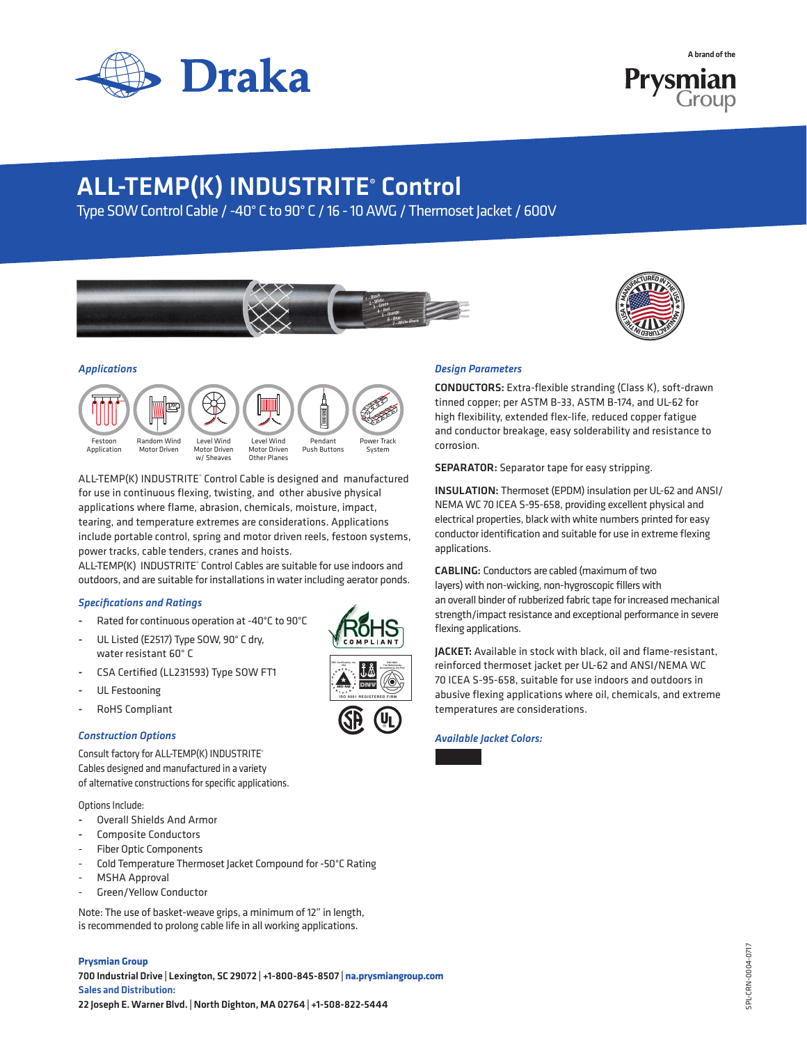# ALL-TEMP(K) INDUSTRITE® Control

Type SOW Control Cable / -40° C to 90° C / 16 - 10 AWG / Thermoset Jacket / 600V

### Applications

Festoon Application | Random Wind Motor Driven | Level Wind Motor Driven w/ Sheaves | Level Wind Motor Driven Other Planes | Pendant Push Buttons | Power Track System

ALL-TEMP(K) INDUSTRITE® Control Cable is designed and manufactured for use in continuous flexing, twisting, and other abusive physical applications where flame, abrasion, chemicals, moisture, impact, tearing, and temperature extremes are considerations. Applications include portable control, spring and motor driven reels, festoon systems, power tracks, cable tenders, cranes and hoists.
ALL-TEMP(K) INDUSTRITE® Control Cables are suitable for use indoors and outdoors, and are suitable for installations in water including aerator ponds.

### Specifications and Ratings

- Rated for continuous operation at -40°C to 90°C
- UL Listed (E2517) Type SOW, 90° C dry, water resistant 60° C
- CSA Certified (LL231593) Type SOW FT1
- UL Festooning
- RoHS Compliant

### Construction Options

Consult factory for ALL-TEMP(K) INDUSTRITE® Cables designed and manufactured in a variety of alternative constructions for specific applications.

Options Include:

- Overall Shields And Armor
- Composite Conductors
- Fiber Optic Components
- Cold Temperature Thermoset Jacket Compound for -50°C Rating
- MSHA Approval
- Green/Yellow Conductor

Note: The use of basket-weave grips, a minimum of 12" in length, is recommended to prolong cable life in all working applications.

### Design Parameters

**CONDUCTORS:** Extra-flexible stranding (Class K), soft-drawn tinned copper; per ASTM B-33, ASTM B-174, and UL-62 for high flexibility, extended flex-life, reduced copper fatigue and conductor breakage, easy solderability and resistance to corrosion.

**SEPARATOR:** Separator tape for easy stripping.

**INSULATION:** Thermoset (EPDM) insulation per UL-62 and ANSI/NEMA WC 70 ICEA S-95-658, providing excellent physical and electrical properties, black with white numbers printed for easy conductor identification and suitable for use in extreme flexing applications.

**CABLING:** Conductors are cabled (maximum of two layers) with non-wicking, non-hygroscopic fillers with an overall binder of rubberized fabric tape for increased mechanical strength/impact resistance and exceptional performance in severe flexing applications.

**JACKET:** Available in stock with black, oil and flame-resistant, reinforced thermoset jacket per UL-62 and ANSI/NEMA WC 70 ICEA S-95-658, suitable for use indoors and outdoors in abusive flexing applications where oil, chemicals, and extreme temperatures are considerations.

### Available Jacket Colors:

**Prysmian Group**
700 Industrial Drive | Lexington, SC 29072 | +1-800-845-8507 | na.prysmiangroup.com
**Sales and Distribution:**
22 Joseph E. Warner Blvd. | North Dighton, MA 02764 | +1-508-822-5444

SPL-CRN-0004-0717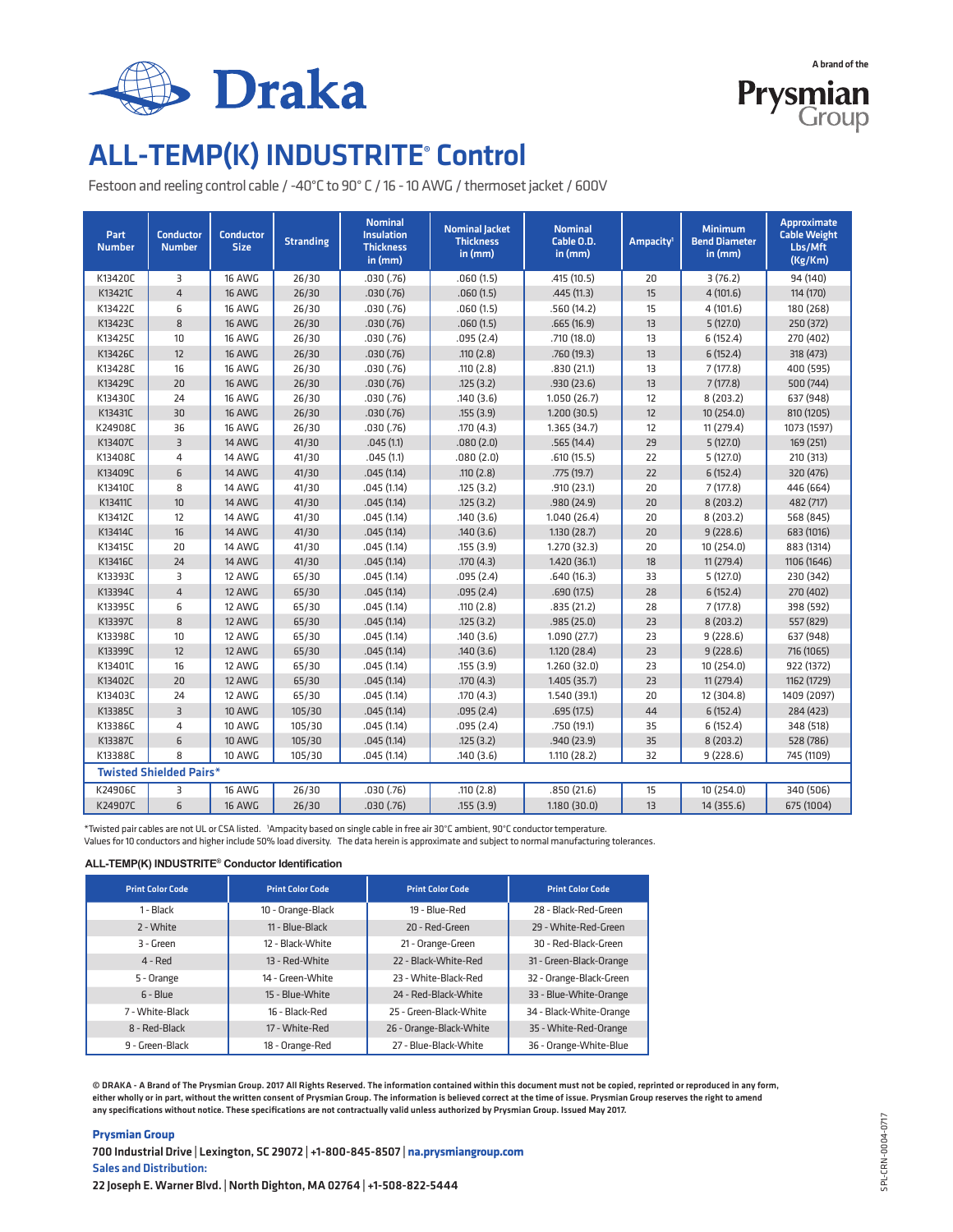Draka

A brand of the Prysmian Group

# ALL-TEMP(K) INDUSTRITE® Control

Festoon and reeling control cable / -40°C to 90° C / 16 - 10 AWG / thermoset jacket / 600V

| Part Number | Conductor Number | Conductor Size | Stranding | Nominal Insulation Thickness in (mm) | Nominal Jacket Thickness in (mm) | Nominal Cable O.D. in (mm) | Ampacity[1] | Minimum Bend Diameter in (mm) | Approximate Cable Weight Lbs/Mft (Kg/Km) |
|---|---|---|---|---|---|---|---|---|---|
| K13420C | 3 | 16 AWG | 26/30 | .030 (.76) | .060 (1.5) | .415 (10.5) | 20 | 3 (76.2) | 94 (140) |
| K13421C | 4 | 16 AWG | 26/30 | .030 (.76) | .060 (1.5) | .445 (11.3) | 15 | 4 (101.6) | 114 (170) |
| K13422C | 6 | 16 AWG | 26/30 | .030 (.76) | .060 (1.5) | .560 (14.2) | 15 | 4 (101.6) | 180 (268) |
| K13423C | 8 | 16 AWG | 26/30 | .030 (.76) | .060 (1.5) | .665 (16.9) | 13 | 5 (127.0) | 250 (372) |
| K13425C | 10 | 16 AWG | 26/30 | .030 (.76) | .095 (2.4) | .710 (18.0) | 13 | 6 (152.4) | 270 (402) |
| K13426C | 12 | 16 AWG | 26/30 | .030 (.76) | .110 (2.8) | .760 (19.3) | 13 | 6 (152.4) | 318 (473) |
| K13428C | 16 | 16 AWG | 26/30 | .030 (.76) | .110 (2.8) | .830 (21.1) | 13 | 7 (177.8) | 400 (595) |
| K13429C | 20 | 16 AWG | 26/30 | .030 (.76) | .125 (3.2) | .930 (23.6) | 13 | 7 (177.8) | 500 (744) |
| K13430C | 24 | 16 AWG | 26/30 | .030 (.76) | .140 (3.6) | 1.050 (26.7) | 12 | 8 (203.2) | 637 (948) |
| K13431C | 30 | 16 AWG | 26/30 | .030 (.76) | .155 (3.9) | 1.200 (30.5) | 12 | 10 (254.0) | 810 (1205) |
| K24908C | 36 | 16 AWG | 26/30 | .030 (.76) | .170 (4.3) | 1.365 (34.7) | 12 | 11 (279.4) | 1073 (1597) |
| K13407C | 3 | 14 AWG | 41/30 | .045 (1.1) | .080 (2.0) | .565 (14.4) | 29 | 5 (127.0) | 169 (251) |
| K13408C | 4 | 14 AWG | 41/30 | .045 (1.1) | .080 (2.0) | .610 (15.5) | 22 | 5 (127.0) | 210 (313) |
| K13409C | 6 | 14 AWG | 41/30 | .045 (1.14) | .110 (2.8) | .775 (19.7) | 22 | 6 (152.4) | 320 (476) |
| K13410C | 8 | 14 AWG | 41/30 | .045 (1.14) | .125 (3.2) | .910 (23.1) | 20 | 7 (177.8) | 446 (664) |
| K13411C | 10 | 14 AWG | 41/30 | .045 (1.14) | .125 (3.2) | .980 (24.9) | 20 | 8 (203.2) | 482 (717) |
| K13412C | 12 | 14 AWG | 41/30 | .045 (1.14) | .140 (3.6) | 1.040 (26.4) | 20 | 8 (203.2) | 568 (845) |
| K13414C | 16 | 14 AWG | 41/30 | .045 (1.14) | .140 (3.6) | 1.130 (28.7) | 20 | 9 (228.6) | 683 (1016) |
| K13415C | 20 | 14 AWG | 41/30 | .045 (1.14) | .155 (3.9) | 1.270 (32.3) | 20 | 10 (254.0) | 883 (1314) |
| K13416C | 24 | 14 AWG | 41/30 | .045 (1.14) | .170 (4.3) | 1.420 (36.1) | 18 | 11 (279.4) | 1106 (1646) |
| K13393C | 3 | 12 AWG | 65/30 | .045 (1.14) | .095 (2.4) | .640 (16.3) | 33 | 5 (127.0) | 230 (342) |
| K13394C | 4 | 12 AWG | 65/30 | .045 (1.14) | .095 (2.4) | .690 (17.5) | 28 | 6 (152.4) | 270 (402) |
| K13395C | 6 | 12 AWG | 65/30 | .045 (1.14) | .110 (2.8) | .835 (21.2) | 28 | 7 (177.8) | 398 (592) |
| K13397C | 8 | 12 AWG | 65/30 | .045 (1.14) | .125 (3.2) | .985 (25.0) | 23 | 8 (203.2) | 557 (829) |
| K13398C | 10 | 12 AWG | 65/30 | .045 (1.14) | .140 (3.6) | 1.090 (27.7) | 23 | 9 (228.6) | 637 (948) |
| K13399C | 12 | 12 AWG | 65/30 | .045 (1.14) | .140 (3.6) | 1.120 (28.4) | 23 | 9 (228.6) | 716 (1065) |
| K13401C | 16 | 12 AWG | 65/30 | .045 (1.14) | .155 (3.9) | 1.260 (32.0) | 23 | 10 (254.0) | 922 (1372) |
| K13402C | 20 | 12 AWG | 65/30 | .045 (1.14) | .170 (4.3) | 1.405 (35.7) | 23 | 11 (279.4) | 1162 (1729) |
| K13403C | 24 | 12 AWG | 65/30 | .045 (1.14) | .170 (4.3) | 1.540 (39.1) | 20 | 12 (304.8) | 1409 (2097) |
| K13385C | 3 | 10 AWG | 105/30 | .045 (1.14) | .095 (2.4) | .695 (17.5) | 44 | 6 (152.4) | 284 (423) |
| K13386C | 4 | 10 AWG | 105/30 | .045 (1.14) | .095 (2.4) | .750 (19.1) | 35 | 6 (152.4) | 348 (518) |
| K13387C | 6 | 10 AWG | 105/30 | .045 (1.14) | .125 (3.2) | .940 (23.9) | 35 | 8 (203.2) | 528 (786) |
| K13388C | 8 | 10 AWG | 105/30 | .045 (1.14) | .140 (3.6) | 1.110 (28.2) | 32 | 9 (228.6) | 745 (1109) |
| **Twisted Shielded Pairs*** | | | | | | | | | |
| K24906C | 3 | 16 AWG | 26/30 | .030 (.76) | .110 (2.8) | .850 (21.6) | 15 | 10 (254.0) | 340 (506) |
| K24907C | 6 | 16 AWG | 26/30 | .030 (.76) | .155 (3.9) | 1.180 (30.0) | 13 | 14 (355.6) | 675 (1004) |

*Twisted pair cables are not UL or CSA listed. [1]Ampacity based on single cable in free air 30°C ambient, 90°C conductor temperature.
Values for 10 conductors and higher include 50% load diversity. The data herein is approximate and subject to normal manufacturing tolerances.

### ALL-TEMP(K) INDUSTRITE® Conductor Identification

| Print Color Code | Print Color Code | Print Color Code | Print Color Code |
|---|---|---|---|
| 1 - Black | 10 - Orange-Black | 19 - Blue-Red | 28 - Black-Red-Green |
| 2 - White | 11 - Blue-Black | 20 - Red-Green | 29 - White-Red-Green |
| 3 - Green | 12 - Black-White | 21 - Orange-Green | 30 - Red-Black-Green |
| 4 - Red | 13 - Red-White | 22 - Black-White-Red | 31 - Green-Black-Orange |
| 5 - Orange | 14 - Green-White | 23 - White-Black-Red | 32 - Orange-Black-Green |
| 6 - Blue | 15 - Blue-White | 24 - Red-Black-White | 33 - Blue-White-Orange |
| 7 - White-Black | 16 - Black-Red | 25 - Green-Black-White | 34 - Black-White-Orange |
| 8 - Red-Black | 17 - White-Red | 26 - Orange-Black-White | 35 - White-Red-Orange |
| 9 - Green-Black | 18 - Orange-Red | 27 - Blue-Black-White | 36 - Orange-White-Blue |

**© DRAKA - A Brand of The Prysmian Group. 2017 All Rights Reserved. The information contained within this document must not be copied, reprinted or reproduced in any form, either wholly or in part, without the written consent of Prysmian Group. The information is believed correct at the time of issue. Prysmian Group reserves the right to amend any specifications without notice. These specifications are not contractually valid unless authorized by Prysmian Group. Issued May 2017.**

**Prysmian Group**
**700 Industrial Drive | Lexington, SC 29072 | +1-800-845-8507 | na.prysmiangroup.com**
**Sales and Distribution:**
**22 Joseph E. Warner Blvd. | North Dighton, MA 02764 | +1-508-822-5444**

SPL-CRN-0004-0717